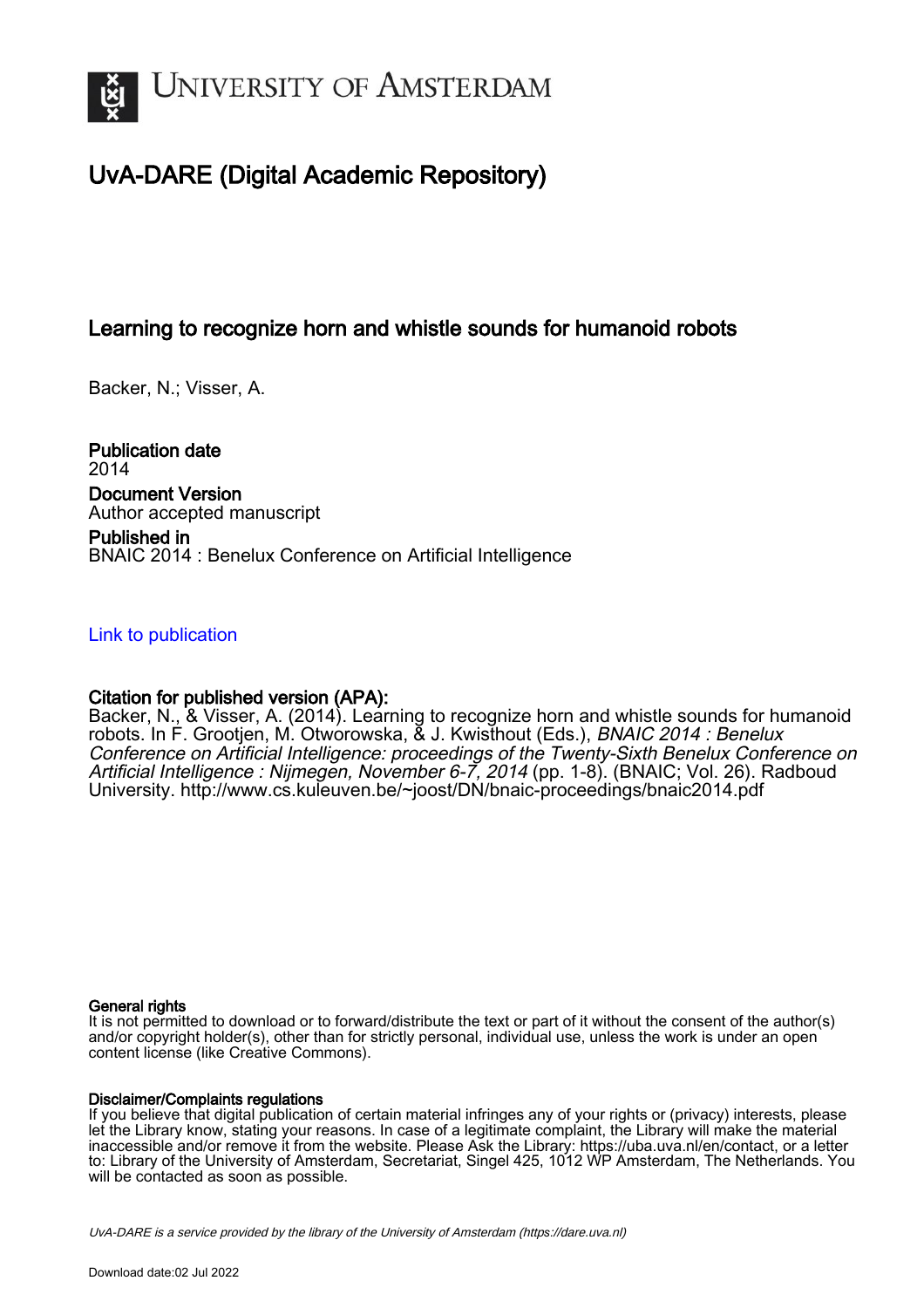University of Amsterdam

# UvA-DARE (Digital Academic Repository)

## Learning to recognize horn and whistle sounds for humanoid robots

Backer, N.; Visser, A.

**Publication date**
2014

**Document Version**
Author accepted manuscript

**Published in**
BNAIC 2014 : Benelux Conference on Artificial Intelligence

Link to publication

**Citation for published version (APA):**
Backer, N., & Visser, A. (2014). Learning to recognize horn and whistle sounds for humanoid robots. In F. Grootjen, M. Otworowska, & J. Kwisthout (Eds.), *BNAIC 2014 : Benelux Conference on Artificial Intelligence: proceedings of the Twenty-Sixth Benelux Conference on Artificial Intelligence : Nijmegen, November 6-7, 2014* (pp. 1-8). (BNAIC; Vol. 26). Radboud University. http://www.cs.kuleuven.be/~joost/DN/bnaic-proceedings/bnaic2014.pdf

**General rights**
It is not permitted to download or to forward/distribute the text or part of it without the consent of the author(s) and/or copyright holder(s), other than for strictly personal, individual use, unless the work is under an open content license (like Creative Commons).

**Disclaimer/Complaints regulations**
If you believe that digital publication of certain material infringes any of your rights or (privacy) interests, please let the Library know, stating your reasons. In case of a legitimate complaint, the Library will make the material inaccessible and/or remove it from the website. Please Ask the Library: https://uba.uva.nl/en/contact, or a letter to: Library of the University of Amsterdam, Secretariat, Singel 425, 1012 WP Amsterdam, The Netherlands. You will be contacted as soon as possible.

UvA-DARE is a service provided by the library of the University of Amsterdam (https://dare.uva.nl)

Download date:02 Jul 2022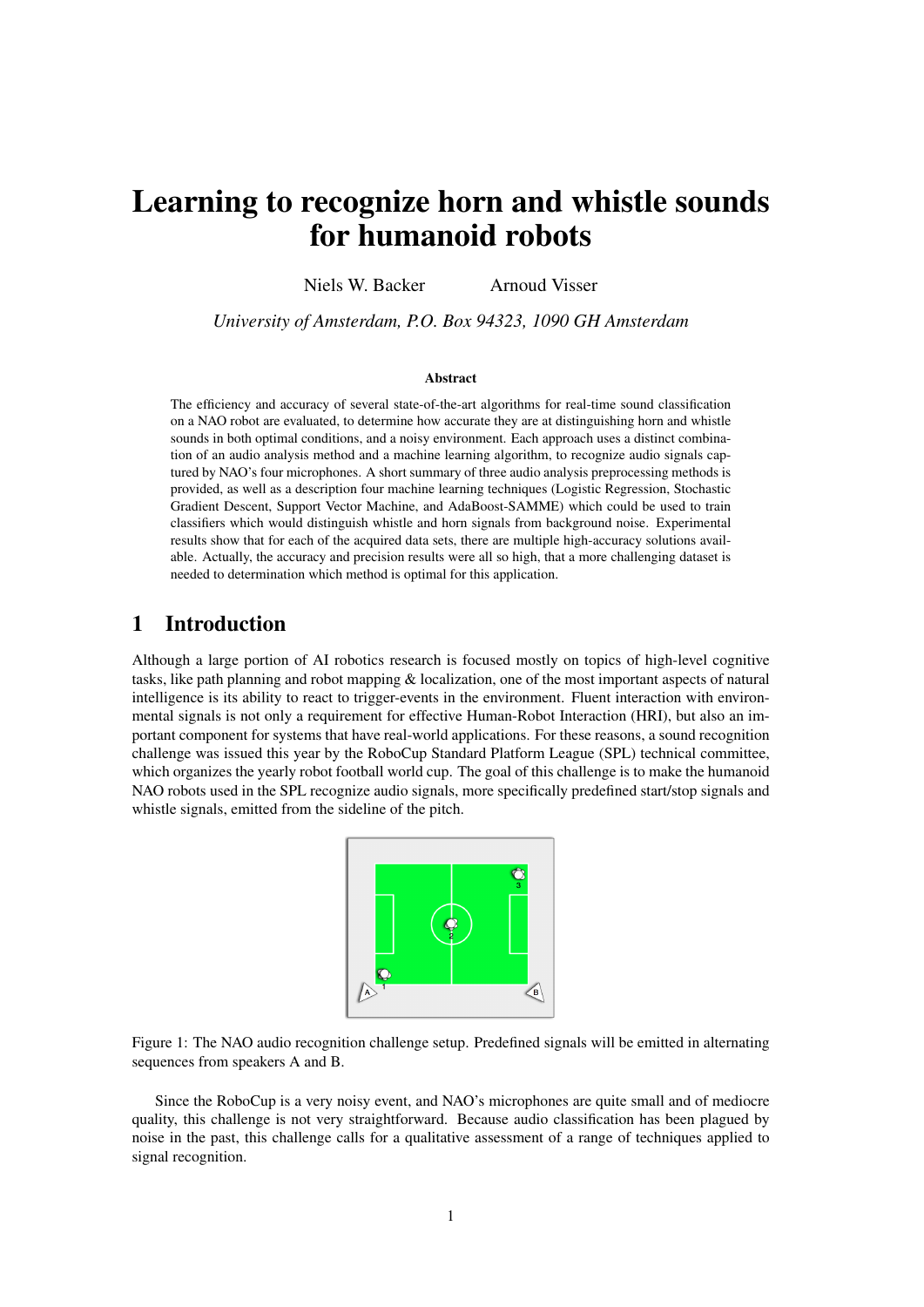// Learning to recognize horn and whistle sounds for humanoid robots

# Learning to recognize horn and whistle sounds for humanoid robots

Niels W. Backer    Arnoud Visser

*University of Amsterdam, P.O. Box 94323, 1090 GH Amsterdam*

**Abstract**

The efficiency and accuracy of several state-of-the-art algorithms for real-time sound classification on a NAO robot are evaluated, to determine how accurate they are at distinguishing horn and whistle sounds in both optimal conditions, and a noisy environment. Each approach uses a distinct combination of an audio analysis method and a machine learning algorithm, to recognize audio signals captured by NAO's four microphones. A short summary of three audio analysis preprocessing methods is provided, as well as a description four machine learning techniques (Logistic Regression, Stochastic Gradient Descent, Support Vector Machine, and AdaBoost-SAMME) which could be used to train classifiers which would distinguish whistle and horn signals from background noise. Experimental results show that for each of the acquired data sets, there are multiple high-accuracy solutions available. Actually, the accuracy and precision results were all so high, that a more challenging dataset is needed to determination which method is optimal for this application.

## 1 Introduction

Although a large portion of AI robotics research is focused mostly on topics of high-level cognitive tasks, like path planning and robot mapping & localization, one of the most important aspects of natural intelligence is its ability to react to trigger-events in the environment. Fluent interaction with environmental signals is not only a requirement for effective Human-Robot Interaction (HRI), but also an important component for systems that have real-world applications. For these reasons, a sound recognition challenge was issued this year by the RoboCup Standard Platform League (SPL) technical committee, which organizes the yearly robot football world cup. The goal of this challenge is to make the humanoid NAO robots used in the SPL recognize audio signals, more specifically predefined start/stop signals and whistle signals, emitted from the sideline of the pitch.

Figure 1: The NAO audio recognition challenge setup. Predefined signals will be emitted in alternating sequences from speakers A and B.

Since the RoboCup is a very noisy event, and NAO's microphones are quite small and of mediocre quality, this challenge is not very straightforward. Because audio classification has been plagued by noise in the past, this challenge calls for a qualitative assessment of a range of techniques applied to signal recognition.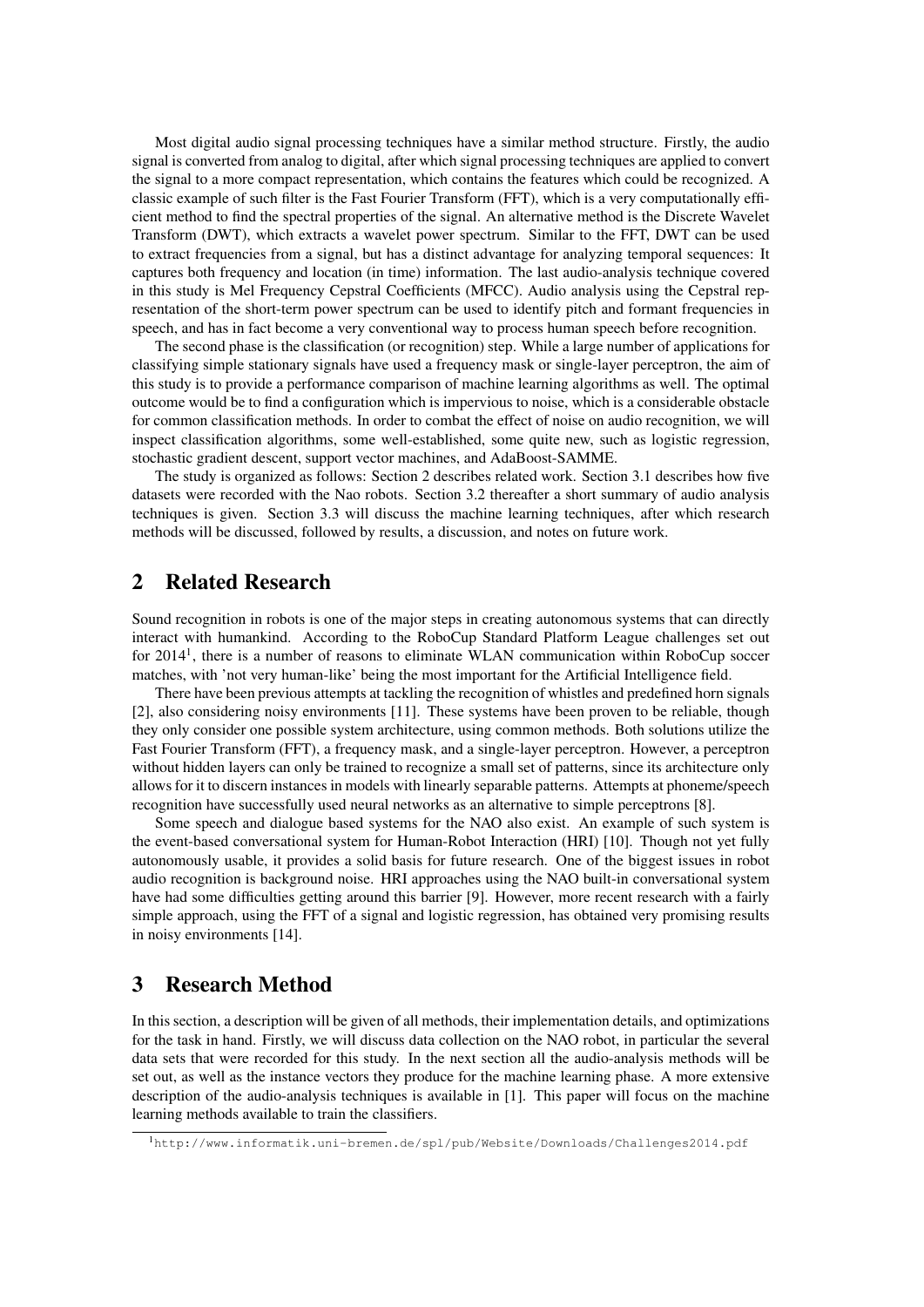Most digital audio signal processing techniques have a similar method structure. Firstly, the audio signal is converted from analog to digital, after which signal processing techniques are applied to convert the signal to a more compact representation, which contains the features which could be recognized. A classic example of such filter is the Fast Fourier Transform (FFT), which is a very computationally efficient method to find the spectral properties of the signal. An alternative method is the Discrete Wavelet Transform (DWT), which extracts a wavelet power spectrum. Similar to the FFT, DWT can be used to extract frequencies from a signal, but has a distinct advantage for analyzing temporal sequences: It captures both frequency and location (in time) information. The last audio-analysis technique covered in this study is Mel Frequency Cepstral Coefficients (MFCC). Audio analysis using the Cepstral representation of the short-term power spectrum can be used to identify pitch and formant frequencies in speech, and has in fact become a very conventional way to process human speech before recognition.

The second phase is the classification (or recognition) step. While a large number of applications for classifying simple stationary signals have used a frequency mask or single-layer perceptron, the aim of this study is to provide a performance comparison of machine learning algorithms as well. The optimal outcome would be to find a configuration which is impervious to noise, which is a considerable obstacle for common classification methods. In order to combat the effect of noise on audio recognition, we will inspect classification algorithms, some well-established, some quite new, such as logistic regression, stochastic gradient descent, support vector machines, and AdaBoost-SAMME.

The study is organized as follows: Section 2 describes related work. Section 3.1 describes how five datasets were recorded with the Nao robots. Section 3.2 thereafter a short summary of audio analysis techniques is given. Section 3.3 will discuss the machine learning techniques, after which research methods will be discussed, followed by results, a discussion, and notes on future work.

## 2 Related Research

Sound recognition in robots is one of the major steps in creating autonomous systems that can directly interact with humankind. According to the RoboCup Standard Platform League challenges set out for 2014[1], there is a number of reasons to eliminate WLAN communication within RoboCup soccer matches, with 'not very human-like' being the most important for the Artificial Intelligence field.

There have been previous attempts at tackling the recognition of whistles and predefined horn signals [2], also considering noisy environments [11]. These systems have been proven to be reliable, though they only consider one possible system architecture, using common methods. Both solutions utilize the Fast Fourier Transform (FFT), a frequency mask, and a single-layer perceptron. However, a perceptron without hidden layers can only be trained to recognize a small set of patterns, since its architecture only allows for it to discern instances in models with linearly separable patterns. Attempts at phoneme/speech recognition have successfully used neural networks as an alternative to simple perceptrons [8].

Some speech and dialogue based systems for the NAO also exist. An example of such system is the event-based conversational system for Human-Robot Interaction (HRI) [10]. Though not yet fully autonomously usable, it provides a solid basis for future research. One of the biggest issues in robot audio recognition is background noise. HRI approaches using the NAO built-in conversational system have had some difficulties getting around this barrier [9]. However, more recent research with a fairly simple approach, using the FFT of a signal and logistic regression, has obtained very promising results in noisy environments [14].

## 3 Research Method

In this section, a description will be given of all methods, their implementation details, and optimizations for the task in hand. Firstly, we will discuss data collection on the NAO robot, in particular the several data sets that were recorded for this study. In the next section all the audio-analysis methods will be set out, as well as the instance vectors they produce for the machine learning phase. A more extensive description of the audio-analysis techniques is available in [1]. This paper will focus on the machine learning methods available to train the classifiers.

[1] http://www.informatik.uni-bremen.de/spl/pub/Website/Downloads/Challenges2014.pdf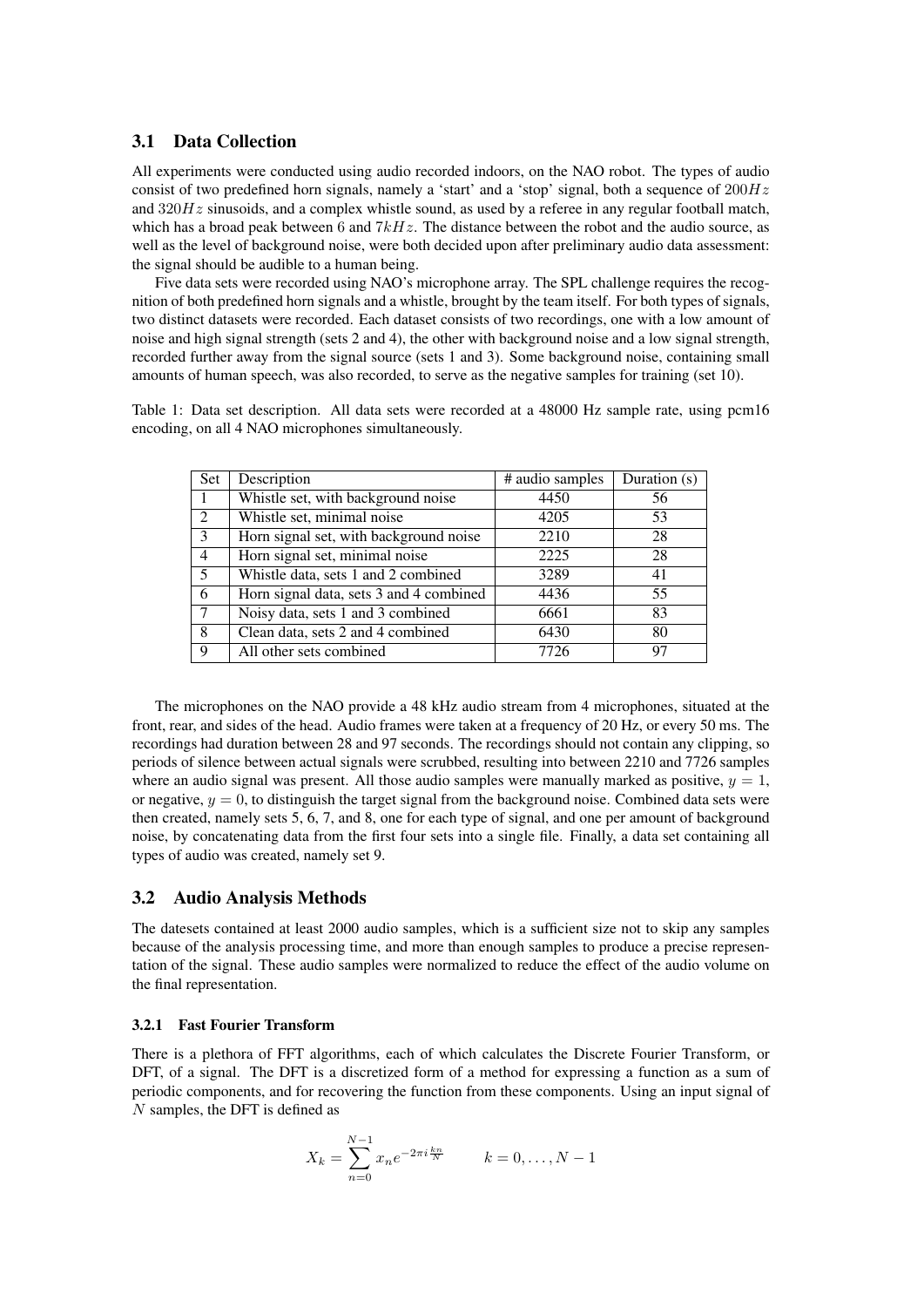### 3.1 Data Collection

All experiments were conducted using audio recorded indoors, on the NAO robot. The types of audio consist of two predefined horn signals, namely a 'start' and a 'stop' signal, both a sequence of $200Hz$ and $320Hz$ sinusoids, and a complex whistle sound, as used by a referee in any regular football match, which has a broad peak between $6$ and $7kHz$. The distance between the robot and the audio source, as well as the level of background noise, were both decided upon after preliminary audio data assessment: the signal should be audible to a human being.

Five data sets were recorded using NAO's microphone array. The SPL challenge requires the recognition of both predefined horn signals and a whistle, brought by the team itself. For both types of signals, two distinct datasets were recorded. Each dataset consists of two recordings, one with a low amount of noise and high signal strength (sets 2 and 4), the other with background noise and a low signal strength, recorded further away from the signal source (sets 1 and 3). Some background noise, containing small amounts of human speech, was also recorded, to serve as the negative samples for training (set 10).

Table 1: Data set description. All data sets were recorded at a 48000 Hz sample rate, using pcm16 encoding, on all 4 NAO microphones simultaneously.

| Set | Description | # audio samples | Duration (s) |
|---|---|---|---|
| 1 | Whistle set, with background noise | 4450 | 56 |
| 2 | Whistle set, minimal noise | 4205 | 53 |
| 3 | Horn signal set, with background noise | 2210 | 28 |
| 4 | Horn signal set, minimal noise | 2225 | 28 |
| 5 | Whistle data, sets 1 and 2 combined | 3289 | 41 |
| 6 | Horn signal data, sets 3 and 4 combined | 4436 | 55 |
| 7 | Noisy data, sets 1 and 3 combined | 6661 | 83 |
| 8 | Clean data, sets 2 and 4 combined | 6430 | 80 |
| 9 | All other sets combined | 7726 | 97 |

The microphones on the NAO provide a 48 kHz audio stream from 4 microphones, situated at the front, rear, and sides of the head. Audio frames were taken at a frequency of 20 Hz, or every 50 ms. The recordings had duration between 28 and 97 seconds. The recordings should not contain any clipping, so periods of silence between actual signals were scrubbed, resulting into between 2210 and 7726 samples where an audio signal was present. All those audio samples were manually marked as positive, $y = 1$, or negative, $y = 0$, to distinguish the target signal from the background noise. Combined data sets were then created, namely sets 5, 6, 7, and 8, one for each type of signal, and one per amount of background noise, by concatenating data from the first four sets into a single file. Finally, a data set containing all types of audio was created, namely set 9.

### 3.2 Audio Analysis Methods

The datesets contained at least 2000 audio samples, which is a sufficient size not to skip any samples because of the analysis processing time, and more than enough samples to produce a precise representation of the signal. These audio samples were normalized to reduce the effect of the audio volume on the final representation.

#### 3.2.1 Fast Fourier Transform

There is a plethora of FFT algorithms, each of which calculates the Discrete Fourier Transform, or DFT, of a signal. The DFT is a discretized form of a method for expressing a function as a sum of periodic components, and for recovering the function from these components. Using an input signal of $N$ samples, the DFT is defined as

$$X_k = \sum_{n=0}^{N-1} x_n e^{-2\pi i \frac{kn}{N}} \qquad k = 0, \ldots, N-1$$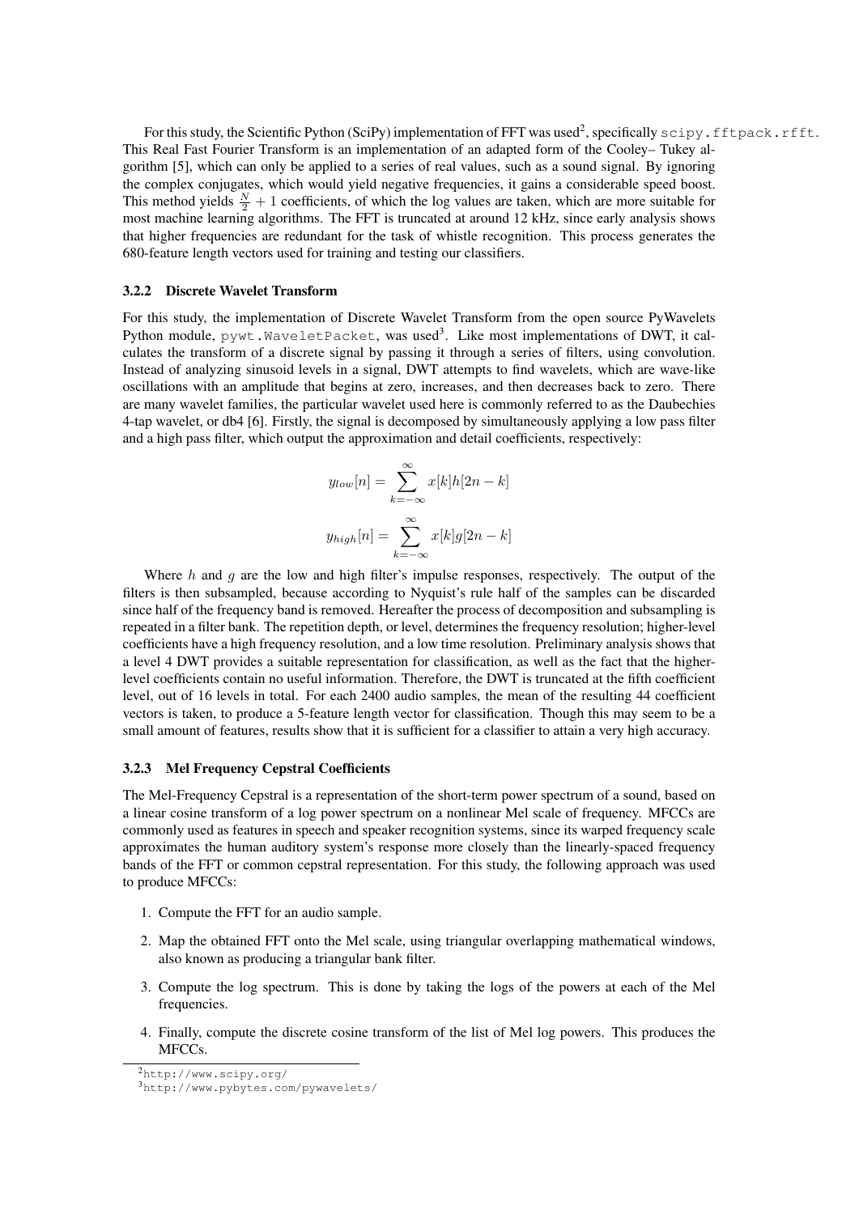For this study, the Scientific Python (SciPy) implementation of FFT was used[2], specifically `scipy.fftpack.rfft`. This Real Fast Fourier Transform is an implementation of an adapted form of the Cooley– Tukey algorithm [5], which can only be applied to a series of real values, such as a sound signal. By ignoring the complex conjugates, which would yield negative frequencies, it gains a considerable speed boost. This method yields $\frac{N}{2} + 1$ coefficients, of which the log values are taken, which are more suitable for most machine learning algorithms. The FFT is truncated at around 12 kHz, since early analysis shows that higher frequencies are redundant for the task of whistle recognition. This process generates the 680-feature length vectors used for training and testing our classifiers.

#### 3.2.2 Discrete Wavelet Transform

For this study, the implementation of Discrete Wavelet Transform from the open source PyWavelets Python module, `pywt.WaveletPacket`, was used[3]. Like most implementations of DWT, it calculates the transform of a discrete signal by passing it through a series of filters, using convolution. Instead of analyzing sinusoid levels in a signal, DWT attempts to find wavelets, which are wave-like oscillations with an amplitude that begins at zero, increases, and then decreases back to zero. There are many wavelet families, the particular wavelet used here is commonly referred to as the Daubechies 4-tap wavelet, or db4 [6]. Firstly, the signal is decomposed by simultaneously applying a low pass filter and a high pass filter, which output the approximation and detail coefficients, respectively:

$$y_{low}[n] = \sum_{k=-\infty}^{\infty} x[k]h[2n-k]$$

$$y_{high}[n] = \sum_{k=-\infty}^{\infty} x[k]g[2n-k]$$

Where $h$ and $g$ are the low and high filter's impulse responses, respectively. The output of the filters is then subsampled, because according to Nyquist's rule half of the samples can be discarded since half of the frequency band is removed. Hereafter the process of decomposition and subsampling is repeated in a filter bank. The repetition depth, or level, determines the frequency resolution; higher-level coefficients have a high frequency resolution, and a low time resolution. Preliminary analysis shows that a level 4 DWT provides a suitable representation for classification, as well as the fact that the higher-level coefficients contain no useful information. Therefore, the DWT is truncated at the fifth coefficient level, out of 16 levels in total. For each 2400 audio samples, the mean of the resulting 44 coefficient vectors is taken, to produce a 5-feature length vector for classification. Though this may seem to be a small amount of features, results show that it is sufficient for a classifier to attain a very high accuracy.

#### 3.2.3 Mel Frequency Cepstral Coefficients

The Mel-Frequency Cepstral is a representation of the short-term power spectrum of a sound, based on a linear cosine transform of a log power spectrum on a nonlinear Mel scale of frequency. MFCCs are commonly used as features in speech and speaker recognition systems, since its warped frequency scale approximates the human auditory system's response more closely than the linearly-spaced frequency bands of the FFT or common cepstral representation. For this study, the following approach was used to produce MFCCs:

1. Compute the FFT for an audio sample.
2. Map the obtained FFT onto the Mel scale, using triangular overlapping mathematical windows, also known as producing a triangular bank filter.
3. Compute the log spectrum. This is done by taking the logs of the powers at each of the Mel frequencies.
4. Finally, compute the discrete cosine transform of the list of Mel log powers. This produces the MFCCs.

[2] http://www.scipy.org/

[3] http://www.pybytes.com/pywavelets/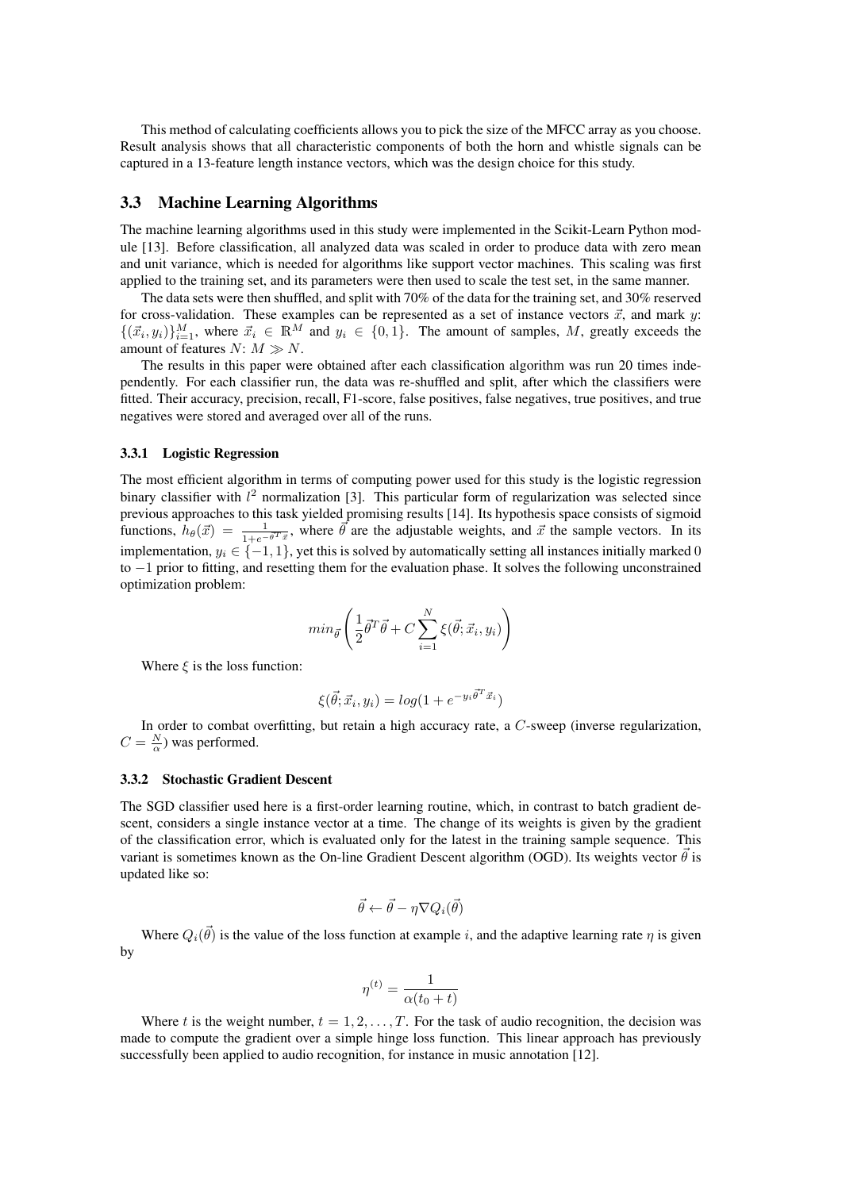This method of calculating coefficients allows you to pick the size of the MFCC array as you choose. Result analysis shows that all characteristic components of both the horn and whistle signals can be captured in a 13-feature length instance vectors, which was the design choice for this study.

## 3.3 Machine Learning Algorithms

The machine learning algorithms used in this study were implemented in the Scikit-Learn Python module [13]. Before classification, all analyzed data was scaled in order to produce data with zero mean and unit variance, which is needed for algorithms like support vector machines. This scaling was first applied to the training set, and its parameters were then used to scale the test set, in the same manner.

The data sets were then shuffled, and split with 70% of the data for the training set, and 30% reserved for cross-validation. These examples can be represented as a set of instance vectors $\vec{x}$, and mark $y$: $\{(\vec{x}_i, y_i)\}_{i=1}^{M}$, where $\vec{x}_i \in \mathbb{R}^M$ and $y_i \in \{0, 1\}$. The amount of samples, $M$, greatly exceeds the amount of features $N$: $M \gg N$.

The results in this paper were obtained after each classification algorithm was run 20 times independently. For each classifier run, the data was re-shuffled and split, after which the classifiers were fitted. Their accuracy, precision, recall, F1-score, false positives, false negatives, true positives, and true negatives were stored and averaged over all of the runs.

### 3.3.1 Logistic Regression

The most efficient algorithm in terms of computing power used for this study is the logistic regression binary classifier with $l^2$ normalization [3]. This particular form of regularization was selected since previous approaches to this task yielded promising results [14]. Its hypothesis space consists of sigmoid functions, $h_\theta(\vec{x}) = \frac{1}{1+e^{-\vec{\theta}^T \vec{x}}}$, where $\vec{\theta}$ are the adjustable weights, and $\vec{x}$ the sample vectors. In its implementation, $y_i \in \{-1, 1\}$, yet this is solved by automatically setting all instances initially marked $0$ to $-1$ prior to fitting, and resetting them for the evaluation phase. It solves the following unconstrained optimization problem:

$$min_{\vec{\theta}} \left( \frac{1}{2} \vec{\theta}^T \vec{\theta} + C \sum_{i=1}^{N} \xi(\vec{\theta}; \vec{x}_i, y_i) \right)$$

Where $\xi$ is the loss function:

$$\xi(\vec{\theta}; \vec{x}_i, y_i) = log(1 + e^{-y_i \vec{\theta}^T \vec{x}_i})$$

In order to combat overfitting, but retain a high accuracy rate, a $C$-sweep (inverse regularization, $C = \frac{N}{\alpha}$) was performed.

### 3.3.2 Stochastic Gradient Descent

The SGD classifier used here is a first-order learning routine, which, in contrast to batch gradient descent, considers a single instance vector at a time. The change of its weights is given by the gradient of the classification error, which is evaluated only for the latest in the training sample sequence. This variant is sometimes known as the On-line Gradient Descent algorithm (OGD). Its weights vector $\vec{\theta}$ is updated like so:

$$\vec{\theta} \leftarrow \vec{\theta} - \eta \nabla Q_i(\vec{\theta})$$

Where $Q_i(\vec{\theta})$ is the value of the loss function at example $i$, and the adaptive learning rate $\eta$ is given by

$$\eta^{(t)} = \frac{1}{\alpha(t_0 + t)}$$

Where $t$ is the weight number, $t = 1, 2, \ldots, T$. For the task of audio recognition, the decision was made to compute the gradient over a simple hinge loss function. This linear approach has previously successfully been applied to audio recognition, for instance in music annotation [12].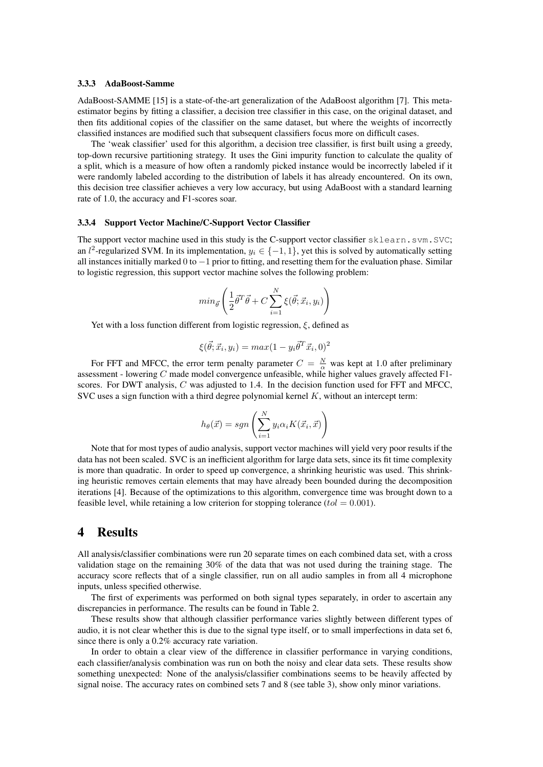#### 3.3.3 AdaBoost-Samme

AdaBoost-SAMME [15] is a state-of-the-art generalization of the AdaBoost algorithm [7]. This meta-estimator begins by fitting a classifier, a decision tree classifier in this case, on the original dataset, and then fits additional copies of the classifier on the same dataset, but where the weights of incorrectly classified instances are modified such that subsequent classifiers focus more on difficult cases.

The 'weak classifier' used for this algorithm, a decision tree classifier, is first built using a greedy, top-down recursive partitioning strategy. It uses the Gini impurity function to calculate the quality of a split, which is a measure of how often a randomly picked instance would be incorrectly labeled if it were randomly labeled according to the distribution of labels it has already encountered. On its own, this decision tree classifier achieves a very low accuracy, but using AdaBoost with a standard learning rate of 1.0, the accuracy and F1-scores soar.

#### 3.3.4 Support Vector Machine/C-Support Vector Classifier

The support vector machine used in this study is the C-support vector classifier `sklearn.svm.SVC`; an $l^2$-regularized SVM. In its implementation, $y_i \in \{-1, 1\}$, yet this is solved by automatically setting all instances initially marked 0 to $-1$ prior to fitting, and resetting them for the evaluation phase. Similar to logistic regression, this support vector machine solves the following problem:

$$min_{\vec{\theta}} \left( \frac{1}{2} \vec{\theta}^T \vec{\theta} + C \sum_{i=1}^{N} \xi(\vec{\theta}; \vec{x}_i, y_i) \right)$$

Yet with a loss function different from logistic regression, $\xi$, defined as

$$\xi(\vec{\theta}; \vec{x}_i, y_i) = max(1 - y_i \vec{\theta}^T \vec{x}_i, 0)^2$$

For FFT and MFCC, the error term penalty parameter $C = \frac{N}{\alpha}$ was kept at 1.0 after preliminary assessment - lowering $C$ made model convergence unfeasible, while higher values gravely affected F1-scores. For DWT analysis, $C$ was adjusted to 1.4. In the decision function used for FFT and MFCC, SVC uses a sign function with a third degree polynomial kernel $K$, without an intercept term:

$$h_\theta(\vec{x}) = sgn \left( \sum_{i=1}^{N} y_i \alpha_i K(\vec{x}_i, \vec{x}) \right)$$

Note that for most types of audio analysis, support vector machines will yield very poor results if the data has not been scaled. SVC is an inefficient algorithm for large data sets, since its fit time complexity is more than quadratic. In order to speed up convergence, a shrinking heuristic was used. This shrinking heuristic removes certain elements that may have already been bounded during the decomposition iterations [4]. Because of the optimizations to this algorithm, convergence time was brought down to a feasible level, while retaining a low criterion for stopping tolerance ($tol = 0.001$).

## 4 Results

All analysis/classifier combinations were run 20 separate times on each combined data set, with a cross validation stage on the remaining 30% of the data that was not used during the training stage. The accuracy score reflects that of a single classifier, run on all audio samples in from all 4 microphone inputs, unless specified otherwise.

The first of experiments was performed on both signal types separately, in order to ascertain any discrepancies in performance. The results can be found in Table 2.

These results show that although classifier performance varies slightly between different types of audio, it is not clear whether this is due to the signal type itself, or to small imperfections in data set 6, since there is only a 0.2% accuracy rate variation.

In order to obtain a clear view of the difference in classifier performance in varying conditions, each classifier/analysis combination was run on both the noisy and clear data sets. These results show something unexpected: None of the analysis/classifier combinations seems to be heavily affected by signal noise. The accuracy rates on combined sets 7 and 8 (see table 3), show only minor variations.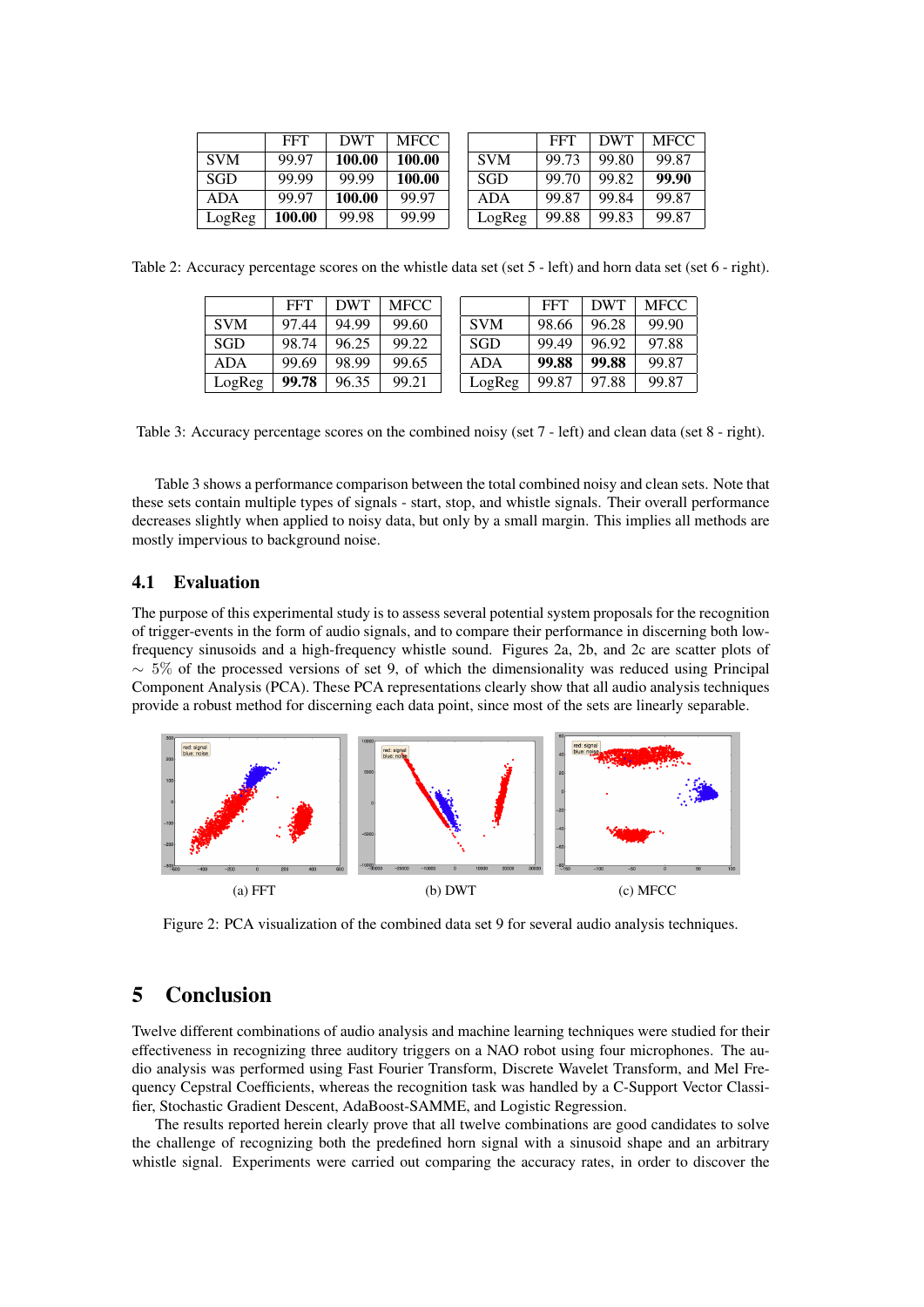| | FFT | DWT | MFCC |
|---|---|---|---|
| SVM | 99.97 | **100.00** | **100.00** |
| SGD | 99.99 | 99.99 | **100.00** |
| ADA | 99.97 | **100.00** | 99.97 |
| LogReg | **100.00** | 99.98 | 99.99 |

| | FFT | DWT | MFCC |
|---|---|---|---|
| SVM | 99.73 | 99.80 | 99.87 |
| SGD | 99.70 | 99.82 | **99.90** |
| ADA | 99.87 | 99.84 | 99.87 |
| LogReg | 99.88 | 99.83 | 99.87 |

Table 2: Accuracy percentage scores on the whistle data set (set 5 - left) and horn data set (set 6 - right).

| | FFT | DWT | MFCC |
|---|---|---|---|
| SVM | 97.44 | 94.99 | 99.60 |
| SGD | 98.74 | 96.25 | 99.22 |
| ADA | 99.69 | 98.99 | 99.65 |
| LogReg | **99.78** | 96.35 | 99.21 |

| | FFT | DWT | MFCC |
|---|---|---|---|
| SVM | 98.66 | 96.28 | 99.90 |
| SGD | 99.49 | 96.92 | 97.88 |
| ADA | **99.88** | **99.88** | 99.87 |
| LogReg | 99.87 | 97.88 | 99.87 |

Table 3: Accuracy percentage scores on the combined noisy (set 7 - left) and clean data (set 8 - right).

Table 3 shows a performance comparison between the total combined noisy and clean sets. Note that these sets contain multiple types of signals - start, stop, and whistle signals. Their overall performance decreases slightly when applied to noisy data, but only by a small margin. This implies all methods are mostly impervious to background noise.

### 4.1 Evaluation

The purpose of this experimental study is to assess several potential system proposals for the recognition of trigger-events in the form of audio signals, and to compare their performance in discerning both low-frequency sinusoids and a high-frequency whistle sound. Figures 2a, 2b, and 2c are scatter plots of $\sim 5\%$ of the processed versions of set 9, of which the dimensionality was reduced using Principal Component Analysis (PCA). These PCA representations clearly show that all audio analysis techniques provide a robust method for discerning each data point, since most of the sets are linearly separable.

(a) FFT

(b) DWT

(c) MFCC

Figure 2: PCA visualization of the combined data set 9 for several audio analysis techniques.

## 5 Conclusion

Twelve different combinations of audio analysis and machine learning techniques were studied for their effectiveness in recognizing three auditory triggers on a NAO robot using four microphones. The audio analysis was performed using Fast Fourier Transform, Discrete Wavelet Transform, and Mel Frequency Cepstral Coefficients, whereas the recognition task was handled by a C-Support Vector Classifier, Stochastic Gradient Descent, AdaBoost-SAMME, and Logistic Regression.

The results reported herein clearly prove that all twelve combinations are good candidates to solve the challenge of recognizing both the predefined horn signal with a sinusoid shape and an arbitrary whistle signal. Experiments were carried out comparing the accuracy rates, in order to discover the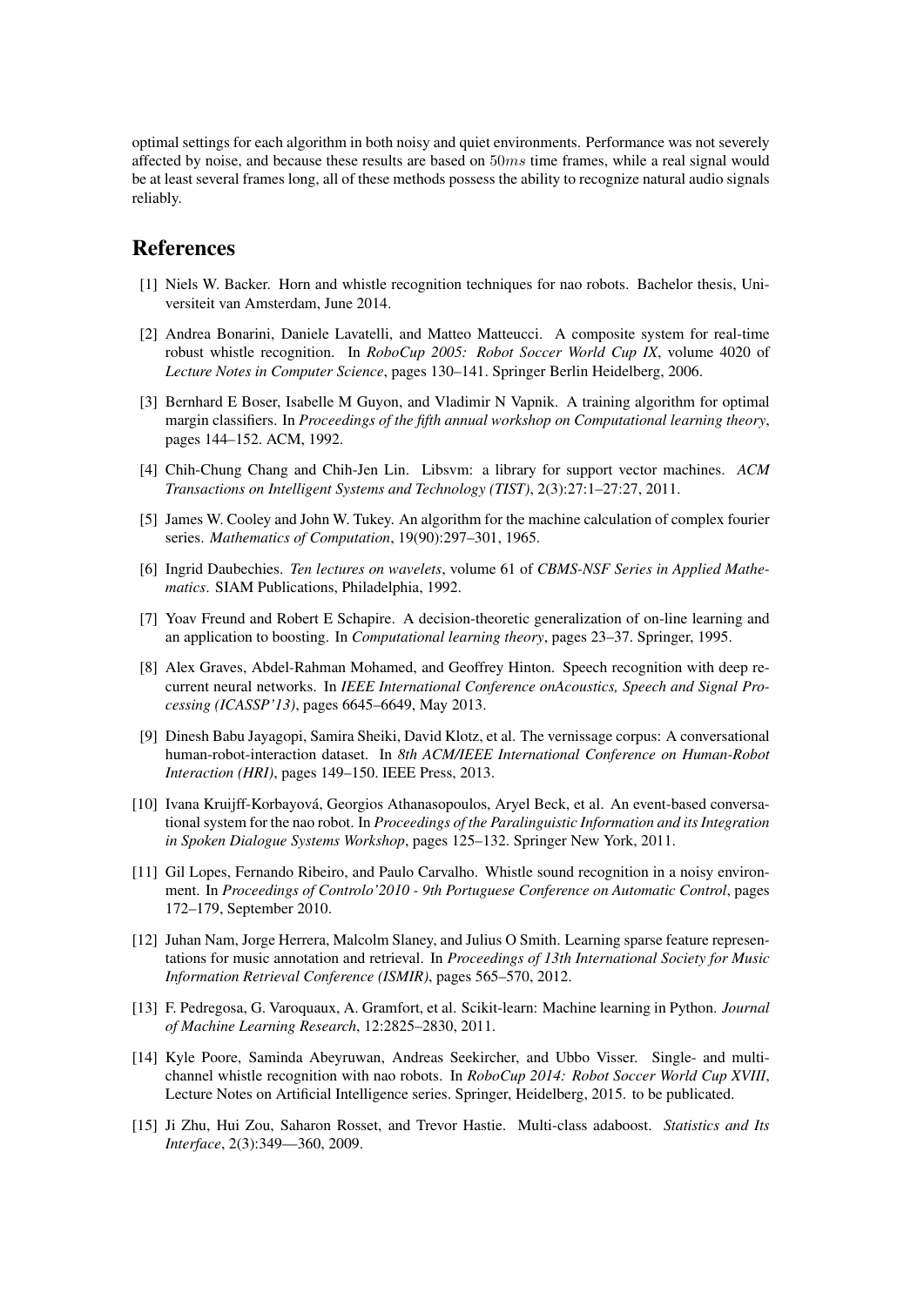optimal settings for each algorithm in both noisy and quiet environments. Performance was not severely affected by noise, and because these results are based on $50ms$ time frames, while a real signal would be at least several frames long, all of these methods possess the ability to recognize natural audio signals reliably.

## References

[1] Niels W. Backer. Horn and whistle recognition techniques for nao robots. Bachelor thesis, Universiteit van Amsterdam, June 2014.

[2] Andrea Bonarini, Daniele Lavatelli, and Matteo Matteucci. A composite system for real-time robust whistle recognition. In *RoboCup 2005: Robot Soccer World Cup IX*, volume 4020 of *Lecture Notes in Computer Science*, pages 130–141. Springer Berlin Heidelberg, 2006.

[3] Bernhard E Boser, Isabelle M Guyon, and Vladimir N Vapnik. A training algorithm for optimal margin classifiers. In *Proceedings of the fifth annual workshop on Computational learning theory*, pages 144–152. ACM, 1992.

[4] Chih-Chung Chang and Chih-Jen Lin. Libsvm: a library for support vector machines. *ACM Transactions on Intelligent Systems and Technology (TIST)*, 2(3):27:1–27:27, 2011.

[5] James W. Cooley and John W. Tukey. An algorithm for the machine calculation of complex fourier series. *Mathematics of Computation*, 19(90):297–301, 1965.

[6] Ingrid Daubechies. *Ten lectures on wavelets*, volume 61 of *CBMS-NSF Series in Applied Mathematics*. SIAM Publications, Philadelphia, 1992.

[7] Yoav Freund and Robert E Schapire. A decision-theoretic generalization of on-line learning and an application to boosting. In *Computational learning theory*, pages 23–37. Springer, 1995.

[8] Alex Graves, Abdel-Rahman Mohamed, and Geoffrey Hinton. Speech recognition with deep recurrent neural networks. In *IEEE International Conference onAcoustics, Speech and Signal Processing (ICASSP'13)*, pages 6645–6649, May 2013.

[9] Dinesh Babu Jayagopi, Samira Sheiki, David Klotz, et al. The vernissage corpus: A conversational human-robot-interaction dataset. In *8th ACM/IEEE International Conference on Human-Robot Interaction (HRI)*, pages 149–150. IEEE Press, 2013.

[10] Ivana Kruijff-Korbayová, Georgios Athanasopoulos, Aryel Beck, et al. An event-based conversational system for the nao robot. In *Proceedings of the Paralinguistic Information and its Integration in Spoken Dialogue Systems Workshop*, pages 125–132. Springer New York, 2011.

[11] Gil Lopes, Fernando Ribeiro, and Paulo Carvalho. Whistle sound recognition in a noisy environment. In *Proceedings of Controlo'2010 - 9th Portuguese Conference on Automatic Control*, pages 172–179, September 2010.

[12] Juhan Nam, Jorge Herrera, Malcolm Slaney, and Julius O Smith. Learning sparse feature representations for music annotation and retrieval. In *Proceedings of 13th International Society for Music Information Retrieval Conference (ISMIR)*, pages 565–570, 2012.

[13] F. Pedregosa, G. Varoquaux, A. Gramfort, et al. Scikit-learn: Machine learning in Python. *Journal of Machine Learning Research*, 12:2825–2830, 2011.

[14] Kyle Poore, Saminda Abeyruwan, Andreas Seekircher, and Ubbo Visser. Single- and multichannel whistle recognition with nao robots. In *RoboCup 2014: Robot Soccer World Cup XVIII*, Lecture Notes on Artificial Intelligence series. Springer, Heidelberg, 2015. to be publicated.

[15] Ji Zhu, Hui Zou, Saharon Rosset, and Trevor Hastie. Multi-class adaboost. *Statistics and Its Interface*, 2(3):349—360, 2009.